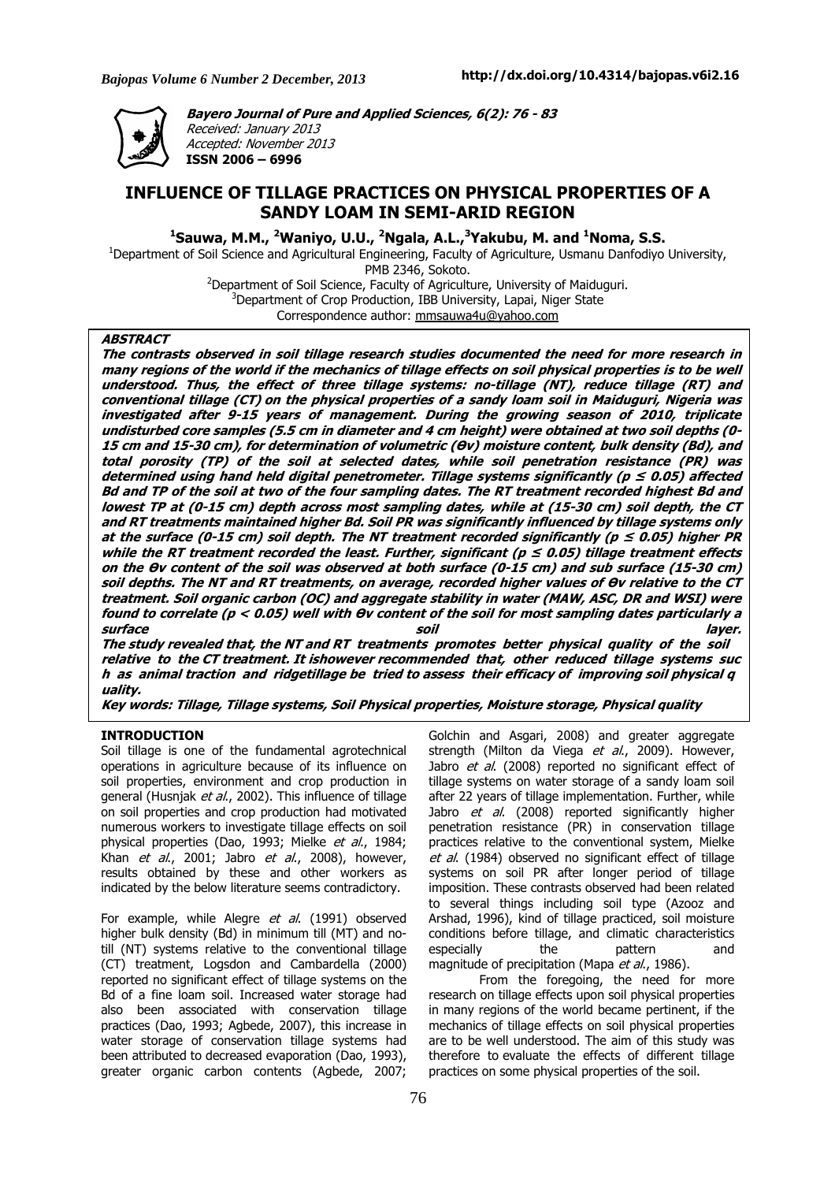**Bayero Journal of Pure and Applied Sciences, 6(2): 76 - 83**
*Received: January 2013*
*Accepted: November 2013*
**ISSN 2006 – 6996**

# INFLUENCE OF TILLAGE PRACTICES ON PHYSICAL PROPERTIES OF A SANDY LOAM IN SEMI-ARID REGION

**[1]Sauwa, M.M., [2]Waniyo, U.U., [2]Ngala, A.L.,[3]Yakubu, M. and [1]Noma, S.S.**

[1]Department of Soil Science and Agricultural Engineering, Faculty of Agriculture, Usmanu Danfodiyo University, PMB 2346, Sokoto.

[2]Department of Soil Science, Faculty of Agriculture, University of Maiduguri.

[3]Department of Crop Production, IBB University, Lapai, Niger State

Correspondence author: mmsauwa4u@yahoo.com

## ABSTRACT

**The contrasts observed in soil tillage research studies documented the need for more research in many regions of the world if the mechanics of tillage effects on soil physical properties is to be well understood. Thus, the effect of three tillage systems: no-tillage (NT), reduce tillage (RT) and conventional tillage (CT) on the physical properties of a sandy loam soil in Maiduguri, Nigeria was investigated after 9-15 years of management. During the growing season of 2010, triplicate undisturbed core samples (5.5 cm in diameter and 4 cm height) were obtained at two soil depths (0-15 cm and 15-30 cm), for determination of volumetric (Θv) moisture content, bulk density (Bd), and total porosity (TP) of the soil at selected dates, while soil penetration resistance (PR) was determined using hand held digital penetrometer. Tillage systems significantly ($p \leq 0.05$) affected Bd and TP of the soil at two of the four sampling dates. The RT treatment recorded highest Bd and lowest TP at (0-15 cm) depth across most sampling dates, while at (15-30 cm) soil depth, the CT and RT treatments maintained higher Bd. Soil PR was significantly influenced by tillage systems only at the surface (0-15 cm) soil depth. The NT treatment recorded significantly ($p \leq 0.05$) higher PR while the RT treatment recorded the least. Further, significant ($p \leq 0.05$) tillage treatment effects on the Θv content of the soil was observed at both surface (0-15 cm) and sub surface (15-30 cm) soil depths. The NT and RT treatments, on average, recorded higher values of Θv relative to the CT treatment. Soil organic carbon (OC) and aggregate stability in water (MAW, ASC, DR and WSI) were found to correlate ($p < 0.05$) well with Θv content of the soil for most sampling dates particularly a surface soil layer.**

**The study revealed that, the NT and RT treatments promotes better physical quality of the soil relative to the CT treatment. It ishowever recommended that, other reduced tillage systems such as animal traction and ridgetillage be tried to assess their efficacy of improving soil physical quality.**

**Key words: Tillage, Tillage systems, Soil Physical properties, Moisture storage, Physical quality**

## INTRODUCTION

Soil tillage is one of the fundamental agrotechnical operations in agriculture because of its influence on soil properties, environment and crop production in general (Husnjak *et al*., 2002). This influence of tillage on soil properties and crop production had motivated numerous workers to investigate tillage effects on soil physical properties (Dao, 1993; Mielke *et al*., 1984; Khan *et al*., 2001; Jabro *et al*., 2008), however, results obtained by these and other workers as indicated by the below literature seems contradictory.

For example, while Alegre *et al*. (1991) observed higher bulk density (Bd) in minimum till (MT) and no-till (NT) systems relative to the conventional tillage (CT) treatment, Logsdon and Cambardella (2000) reported no significant effect of tillage systems on the Bd of a fine loam soil. Increased water storage had also been associated with conservation tillage practices (Dao, 1993; Agbede, 2007), this increase in water storage of conservation tillage systems had been attributed to decreased evaporation (Dao, 1993), greater organic carbon contents (Agbede, 2007; Golchin and Asgari, 2008) and greater aggregate strength (Milton da Viega *et al*., 2009). However, Jabro *et al*. (2008) reported no significant effect of tillage systems on water storage of a sandy loam soil after 22 years of tillage implementation. Further, while Jabro *et al*. (2008) reported significantly higher penetration resistance (PR) in conservation tillage practices relative to the conventional system, Mielke *et al*. (1984) observed no significant effect of tillage systems on soil PR after longer period of tillage imposition. These contrasts observed had been related to several things including soil type (Azooz and Arshad, 1996), kind of tillage practiced, soil moisture conditions before tillage, and climatic characteristics especially the pattern and magnitude of precipitation (Mapa *et al*., 1986).

From the foregoing, the need for more research on tillage effects upon soil physical properties in many regions of the world became pertinent, if the mechanics of tillage effects on soil physical properties are to be well understood. The aim of this study was therefore to evaluate the effects of different tillage practices on some physical properties of the soil.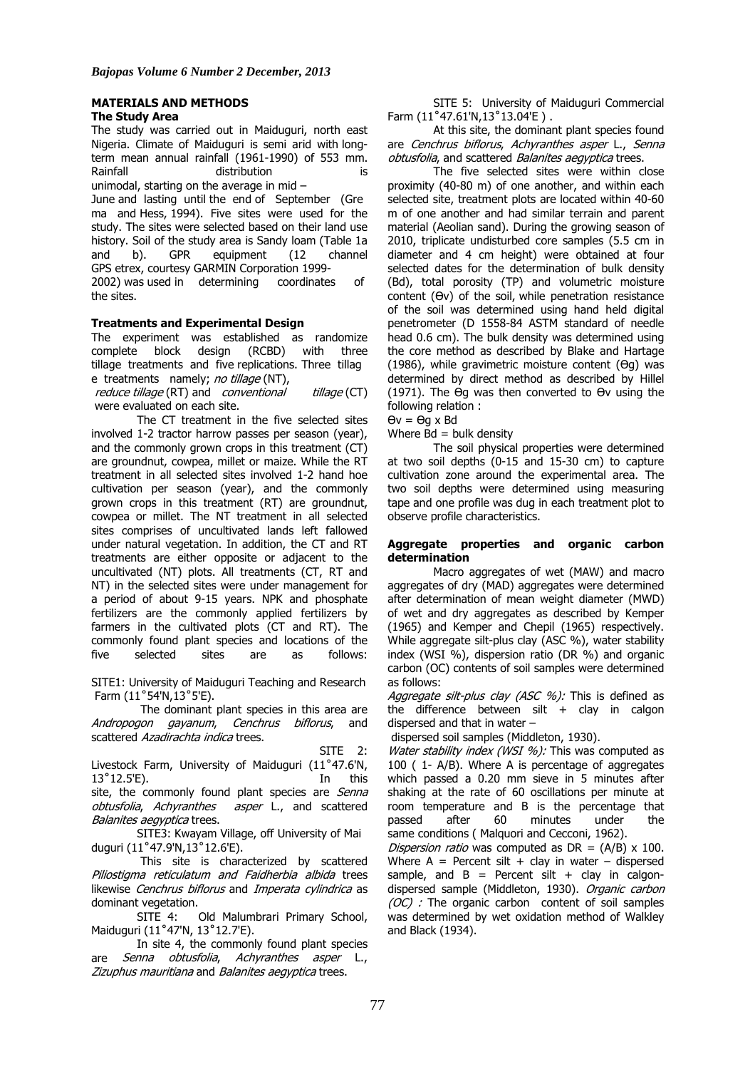## MATERIALS AND METHODS

### The Study Area

The study was carried out in Maiduguri, north east Nigeria. Climate of Maiduguri is semi arid with long-term mean annual rainfall (1961-1990) of 553 mm. Rainfall distribution is unimodal, starting on the average in mid – June and lasting until the end of September (Grema and Hess, 1994). Five sites were used for the study. The sites were selected based on their land use history. Soil of the study area is Sandy loam (Table 1a and b). GPR equipment (12 channel GPS etrex, courtesy GARMIN Corporation 1999-2002) was used in determining coordinates of the sites.

### Treatments and Experimental Design

The experiment was established as randomize complete block design (RCBD) with three tillage treatments and five replications. Three tillage treatments namely; *no tillage* (NT), *reduce tillage* (RT) and *conventional tillage* (CT) were evaluated on each site.

The CT treatment in the five selected sites involved 1-2 tractor harrow passes per season (year), and the commonly grown crops in this treatment (CT) are groundnut, cowpea, millet or maize. While the RT treatment in all selected sites involved 1-2 hand hoe cultivation per season (year), and the commonly grown crops in this treatment (RT) are groundnut, cowpea or millet. The NT treatment in all selected sites comprises of uncultivated lands left fallowed under natural vegetation. In addition, the CT and RT treatments are either opposite or adjacent to the uncultivated (NT) plots. All treatments (CT, RT and NT) in the selected sites were under management for a period of about 9-15 years. NPK and phosphate fertilizers are the commonly applied fertilizers by farmers in the cultivated plots (CT and RT). The commonly found plant species and locations of the five selected sites are as follows:

SITE1: University of Maiduguri Teaching and Research Farm (11˚54'N,13˚5'E).

The dominant plant species in this area are *Andropogon gayanum*, *Cenchrus biflorus*, and scattered *Azadirachta indica* trees.

SITE 2: Livestock Farm, University of Maiduguri (11˚47.6'N, 13˚12.5'E). In this site, the commonly found plant species are *Senna obtusfolia*, *Achyranthes asper* L., and scattered *Balanites aegyptica* trees.

SITE3: Kwayam Village, off University of Maiduguri (11˚47.9'N,13˚12.6'E).

This site is characterized by scattered *Piliostigma reticulatum and Faidherbia albida* trees likewise *Cenchrus biflorus* and *Imperata cylindrica* as dominant vegetation.

SITE 4: Old Malumbrari Primary School, Maiduguri (11˚47'N, 13˚12.7'E).

In site 4, the commonly found plant species are *Senna obtusfolia*, *Achyranthes asper* L., *Zizuphus mauritiana* and *Balanites aegyptica* trees.

SITE 5: University of Maiduguri Commercial Farm (11˚47.61'N,13˚13.04'E ).

At this site, the dominant plant species found are *Cenchrus biflorus*, *Achyranthes asper* L., *Senna obtusfolia*, and scattered *Balanites aegyptica* trees.

The five selected sites were within close proximity (40-80 m) of one another, and within each selected site, treatment plots are located within 40-60 m of one another and had similar terrain and parent material (Aeolian sand). During the growing season of 2010, triplicate undisturbed core samples (5.5 cm in diameter and 4 cm height) were obtained at four selected dates for the determination of bulk density (Bd), total porosity (TP) and volumetric moisture content (Ѳv) of the soil, while penetration resistance of the soil was determined using hand held digital penetrometer (D 1558-84 ASTM standard of needle head 0.6 cm). The bulk density was determined using the core method as described by Blake and Hartage (1986), while gravimetric moisture content (Ѳg) was determined by direct method as described by Hillel (1971). The Ѳg was then converted to Ѳv using the following relation :

$$\theta_v = \theta_g \times Bd$$

Where Bd = bulk density

The soil physical properties were determined at two soil depths (0-15 and 15-30 cm) to capture cultivation zone around the experimental area. The two soil depths were determined using measuring tape and one profile was dug in each treatment plot to observe profile characteristics.

### Aggregate properties and organic carbon determination

Macro aggregates of wet (MAW) and macro aggregates of dry (MAD) aggregates were determined after determination of mean weight diameter (MWD) of wet and dry aggregates as described by Kemper (1965) and Kemper and Chepil (1965) respectively. While aggregate silt-plus clay (ASC %), water stability index (WSI %), dispersion ratio (DR %) and organic carbon (OC) contents of soil samples were determined as follows:

*Aggregate silt-plus clay (ASC %):* This is defined as the difference between silt + clay in calgon dispersed and that in water – dispersed soil samples (Middleton, 1930).

*Water stability index (WSI %):* This was computed as 100 ( 1- A/B). Where A is percentage of aggregates which passed a 0.20 mm sieve in 5 minutes after shaking at the rate of 60 oscillations per minute at room temperature and B is the percentage that passed after 60 minutes under the same conditions ( Malquori and Cecconi, 1962).

*Dispersion ratio* was computed as DR = (A/B) x 100. Where A = Percent silt + clay in water – dispersed sample, and B = Percent silt + clay in calgon-dispersed sample (Middleton, 1930). *Organic carbon (OC) :* The organic carbon content of soil samples was determined by wet oxidation method of Walkley and Black (1934).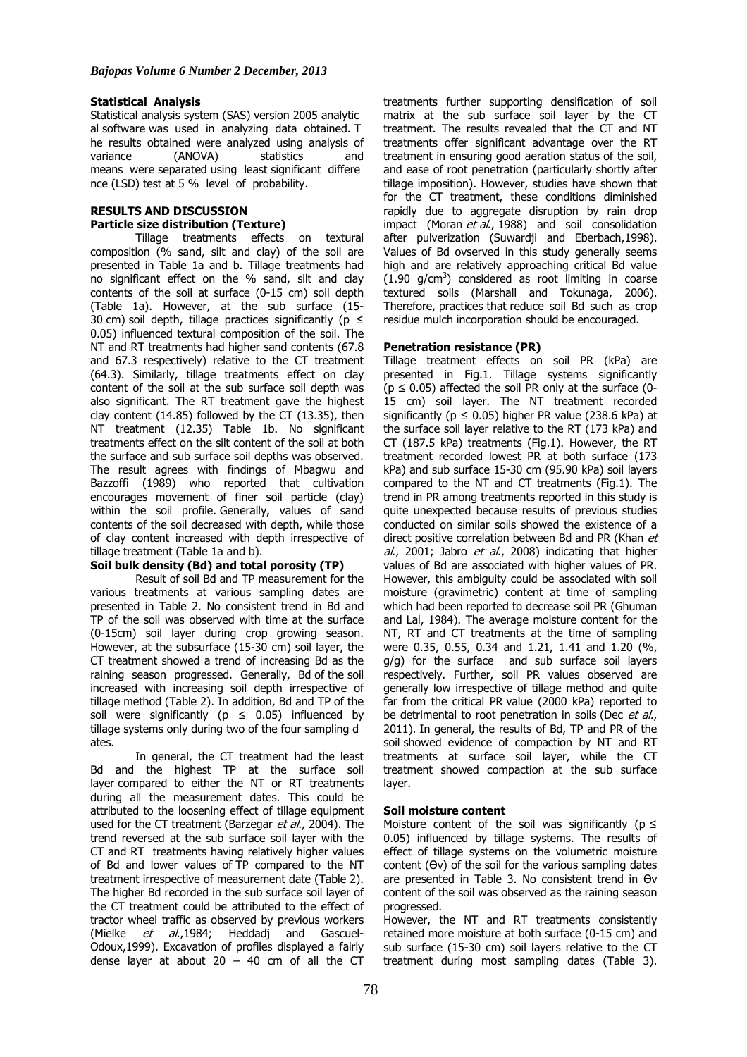### Statistical Analysis

Statistical analysis system (SAS) version 2005 analytic al software was used in analyzing data obtained. T he results obtained were analyzed using analysis of variance (ANOVA) statistics and means were separated using least significant differe nce (LSD) test at 5 % level of probability.

## RESULTS AND DISCUSSION

### Particle size distribution (Texture)

Tillage treatments effects on textural composition (% sand, silt and clay) of the soil are presented in Table 1a and b. Tillage treatments had no significant effect on the % sand, silt and clay contents of the soil at surface (0-15 cm) soil depth (Table 1a). However, at the sub surface (15-30 cm) soil depth, tillage practices significantly ($p \leq 0.05$) influenced textural composition of the soil. The NT and RT treatments had higher sand contents (67.8 and 67.3 respectively) relative to the CT treatment (64.3). Similarly, tillage treatments effect on clay content of the soil at the sub surface soil depth was also significant. The RT treatment gave the highest clay content (14.85) followed by the CT (13.35), then NT treatment (12.35) Table 1b. No significant treatments effect on the silt content of the soil at both the surface and sub surface soil depths was observed. The result agrees with findings of Mbagwu and Bazzoffi (1989) who reported that cultivation encourages movement of finer soil particle (clay) within the soil profile. Generally, values of sand contents of the soil decreased with depth, while those of clay content increased with depth irrespective of tillage treatment (Table 1a and b).

### Soil bulk density (Bd) and total porosity (TP)

Result of soil Bd and TP measurement for the various treatments at various sampling dates are presented in Table 2. No consistent trend in Bd and TP of the soil was observed with time at the surface (0-15cm) soil layer during crop growing season. However, at the subsurface (15-30 cm) soil layer, the CT treatment showed a trend of increasing Bd as the raining season progressed. Generally, Bd of the soil increased with increasing soil depth irrespective of tillage method (Table 2). In addition, Bd and TP of the soil were significantly ($p \leq 0.05$) influenced by tillage systems only during two of the four sampling d ates.

In general, the CT treatment had the least Bd and the highest TP at the surface soil layer compared to either the NT or RT treatments during all the measurement dates. This could be attributed to the loosening effect of tillage equipment used for the CT treatment (Barzegar *et al*., 2004). The trend reversed at the sub surface soil layer with the CT and RT treatments having relatively higher values of Bd and lower values of TP compared to the NT treatment irrespective of measurement date (Table 2). The higher Bd recorded in the sub surface soil layer of the CT treatment could be attributed to the effect of tractor wheel traffic as observed by previous workers (Mielke *et al*.,1984; Heddadj and Gascuel-Odoux,1999). Excavation of profiles displayed a fairly dense layer at about 20 – 40 cm of all the CT treatments further supporting densification of soil matrix at the sub surface soil layer by the CT treatment. The results revealed that the CT and NT treatments offer significant advantage over the RT treatment in ensuring good aeration status of the soil, and ease of root penetration (particularly shortly after tillage imposition). However, studies have shown that for the CT treatment, these conditions diminished rapidly due to aggregate disruption by rain drop impact (Moran *et al*., 1988) and soil consolidation after pulverization (Suwardji and Eberbach,1998). Values of Bd ovserved in this study generally seems high and are relatively approaching critical Bd value (1.90 $g/cm^3$) considered as root limiting in coarse textured soils (Marshall and Tokunaga, 2006). Therefore, practices that reduce soil Bd such as crop residue mulch incorporation should be encouraged.

### Penetration resistance (PR)

Tillage treatment effects on soil PR (kPa) are presented in Fig.1. Tillage systems significantly ($p \leq 0.05$) affected the soil PR only at the surface (0-15 cm) soil layer. The NT treatment recorded significantly ($p \leq 0.05$) higher PR value (238.6 kPa) at the surface soil layer relative to the RT (173 kPa) and CT (187.5 kPa) treatments (Fig.1). However, the RT treatment recorded lowest PR at both surface (173 kPa) and sub surface 15-30 cm (95.90 kPa) soil layers compared to the NT and CT treatments (Fig.1). The trend in PR among treatments reported in this study is quite unexpected because results of previous studies conducted on similar soils showed the existence of a direct positive correlation between Bd and PR (Khan *et al*., 2001; Jabro *et al*., 2008) indicating that higher values of Bd are associated with higher values of PR. However, this ambiguity could be associated with soil moisture (gravimetric) content at time of sampling which had been reported to decrease soil PR (Ghuman and Lal, 1984). The average moisture content for the NT, RT and CT treatments at the time of sampling were 0.35, 0.55, 0.34 and 1.21, 1.41 and 1.20 (%, g/g) for the surface and sub surface soil layers respectively. Further, soil PR values observed are generally low irrespective of tillage method and quite far from the critical PR value (2000 kPa) reported to be detrimental to root penetration in soils (Dec *et al*., 2011). In general, the results of Bd, TP and PR of the soil showed evidence of compaction by NT and RT treatments at surface soil layer, while the CT treatment showed compaction at the sub surface layer.

### Soil moisture content

Moisture content of the soil was significantly ($p \leq 0.05$) influenced by tillage systems. The results of effect of tillage systems on the volumetric moisture content ($\theta v$) of the soil for the various sampling dates are presented in Table 3. No consistent trend in $\theta v$ content of the soil was observed as the raining season progressed.

However, the NT and RT treatments consistently retained more moisture at both surface (0-15 cm) and sub surface (15-30 cm) soil layers relative to the CT treatment during most sampling dates (Table 3).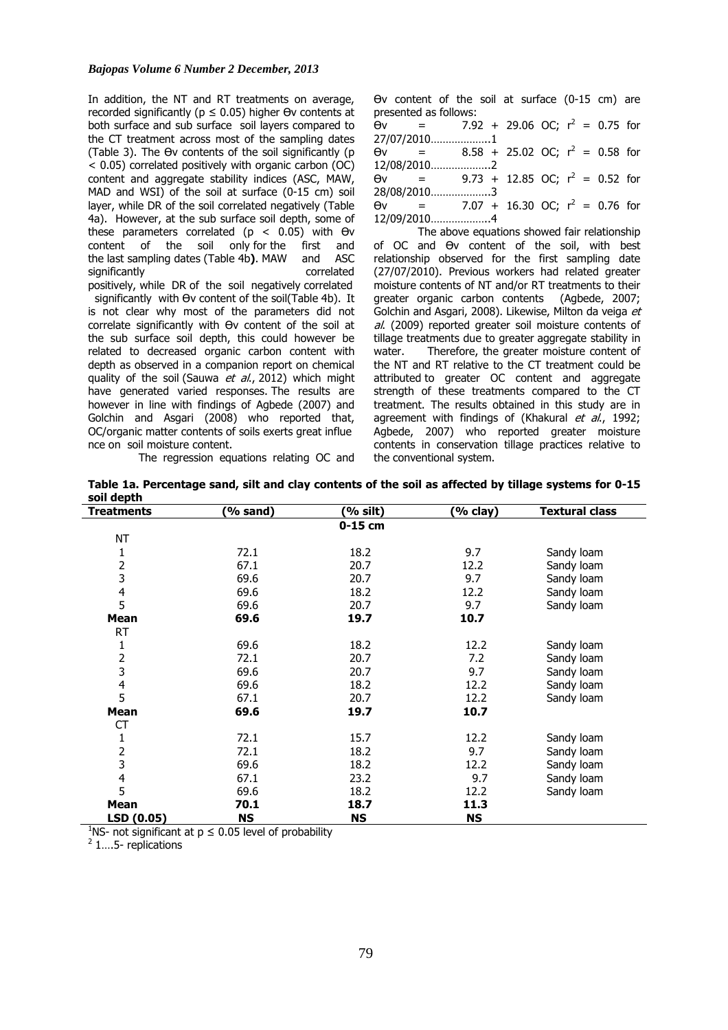In addition, the NT and RT treatments on average, recorded significantly ($p \leq 0.05$) higher Θv contents at both surface and sub surface soil layers compared to the CT treatment across most of the sampling dates (Table 3). The Θv contents of the soil significantly ($p < 0.05$) correlated positively with organic carbon (OC) content and aggregate stability indices (ASC, MAW, MAD and WSI) of the soil at surface (0-15 cm) soil layer, while DR of the soil correlated negatively (Table 4a). However, at the sub surface soil depth, some of these parameters correlated ($p < 0.05$) with Θv content of the soil only for the first and the last sampling dates (Table 4b). MAW and ASC significantly correlated positively, while DR of the soil negatively correlated significantly with Θv content of the soil(Table 4b). It is not clear why most of the parameters did not correlate significantly with Θv content of the soil at the sub surface soil depth, this could however be related to decreased organic carbon content with depth as observed in a companion report on chemical quality of the soil (Sauwa *et al*., 2012) which might have generated varied responses. The results are however in line with findings of Agbede (2007) and Golchin and Asgari (2008) who reported that, OC/organic matter contents of soils exerts great influe nce on soil moisture content.

The regression equations relating OC and Θv content of the soil at surface (0-15 cm) are presented as follows:

$\Theta v = 7.92 + 29.06\ OC;\ r^2 = 0.75$ for 27/07/2010……………….1

$\Theta v = 8.58 + 25.02\ OC;\ r^2 = 0.58$ for 12/08/2010……………….2

$\Theta v = 9.73 + 12.85\ OC;\ r^2 = 0.52$ for 28/08/2010……………….3

$\Theta v = 7.07 + 16.30\ OC;\ r^2 = 0.76$ for 12/09/2010……………….4

The above equations showed fair relationship of OC and Θv content of the soil, with best relationship observed for the first sampling date (27/07/2010). Previous workers had related greater moisture contents of NT and/or RT treatments to their greater organic carbon contents (Agbede, 2007; Golchin and Asgari, 2008). Likewise, Milton da veiga *et al*. (2009) reported greater soil moisture contents of tillage treatments due to greater aggregate stability in water. Therefore, the greater moisture content of the NT and RT relative to the CT treatment could be attributed to greater OC content and aggregate strength of these treatments compared to the CT treatment. The results obtained in this study are in agreement with findings of (Khakural *et al*., 1992; Agbede, 2007) who reported greater moisture contents in conservation tillage practices relative to the conventional system.

**Table 1a. Percentage sand, silt and clay contents of the soil as affected by tillage systems for 0-15 soil depth**

| Treatments | (% sand) | (% silt) | (% clay) | Textural class |
|---|---|---|---|---|
| | | 0-15 cm | | |
| NT | | | | |
| 1 | 72.1 | 18.2 | 9.7 | Sandy loam |
| 2 | 67.1 | 20.7 | 12.2 | Sandy loam |
| 3 | 69.6 | 20.7 | 9.7 | Sandy loam |
| 4 | 69.6 | 18.2 | 12.2 | Sandy loam |
| 5 | 69.6 | 20.7 | 9.7 | Sandy loam |
| **Mean** | **69.6** | **19.7** | **10.7** | |
| RT | | | | |
| 1 | 69.6 | 18.2 | 12.2 | Sandy loam |
| 2 | 72.1 | 20.7 | 7.2 | Sandy loam |
| 3 | 69.6 | 20.7 | 9.7 | Sandy loam |
| 4 | 69.6 | 18.2 | 12.2 | Sandy loam |
| 5 | 67.1 | 20.7 | 12.2 | Sandy loam |
| **Mean** | **69.6** | **19.7** | **10.7** | |
| CT | | | | |
| 1 | 72.1 | 15.7 | 12.2 | Sandy loam |
| 2 | 72.1 | 18.2 | 9.7 | Sandy loam |
| 3 | 69.6 | 18.2 | 12.2 | Sandy loam |
| 4 | 67.1 | 23.2 | 9.7 | Sandy loam |
| 5 | 69.6 | 18.2 | 12.2 | Sandy loam |
| **Mean** | **70.1** | **18.7** | **11.3** | |
| **LSD (0.05)** | **NS** | **NS** | **NS** | |

[1]NS- not significant at $p \leq 0.05$ level of probability

[2] 1….5- replications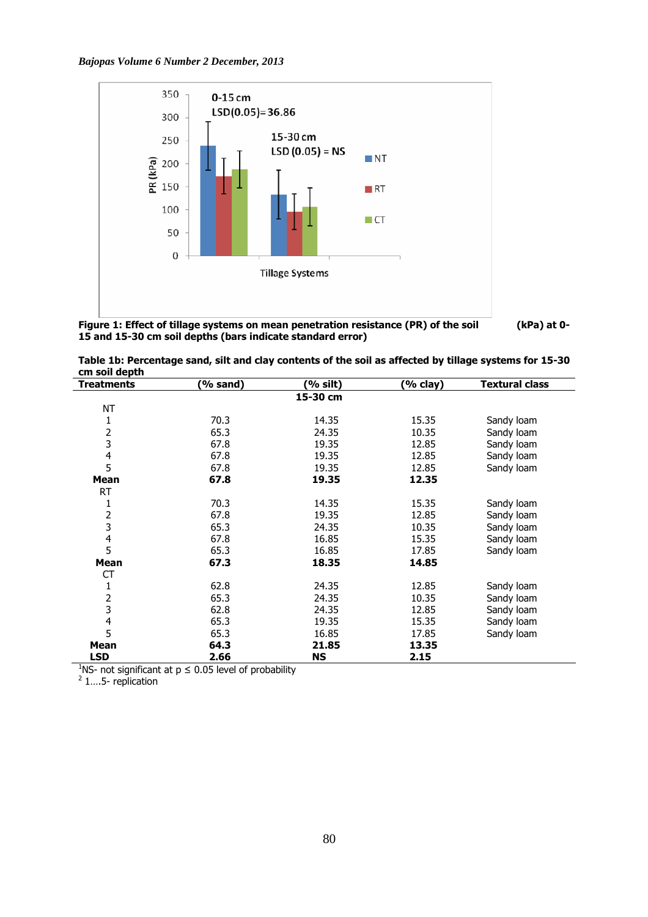350
300
250
200
150
100
50
0

PR (kPa)

0-15 cm
LSD(0.05)= 36.86

15-30 cm
LSD (0.05) = NS

NT
RT
CT

Tillage Systems

**Figure 1: Effect of tillage systems on mean penetration resistance (PR) of the soil (kPa) at 0-15 and 15-30 cm soil depths (bars indicate standard error)**

**Table 1b: Percentage sand, silt and clay contents of the soil as affected by tillage systems for 15-30 cm soil depth**

| Treatments | (% sand) | (% silt) | (% clay) | Textural class |
|---|---|---|---|---|
| | | **15-30 cm** | | |
| NT | | | | |
| 1 | 70.3 | 14.35 | 15.35 | Sandy loam |
| 2 | 65.3 | 24.35 | 10.35 | Sandy loam |
| 3 | 67.8 | 19.35 | 12.85 | Sandy loam |
| 4 | 67.8 | 19.35 | 12.85 | Sandy loam |
| 5 | 67.8 | 19.35 | 12.85 | Sandy loam |
| **Mean** | **67.8** | **19.35** | **12.35** | |
| RT | | | | |
| 1 | 70.3 | 14.35 | 15.35 | Sandy loam |
| 2 | 67.8 | 19.35 | 12.85 | Sandy loam |
| 3 | 65.3 | 24.35 | 10.35 | Sandy loam |
| 4 | 67.8 | 16.85 | 15.35 | Sandy loam |
| 5 | 65.3 | 16.85 | 17.85 | Sandy loam |
| **Mean** | **67.3** | **18.35** | **14.85** | |
| CT | | | | |
| 1 | 62.8 | 24.35 | 12.85 | Sandy loam |
| 2 | 65.3 | 24.35 | 10.35 | Sandy loam |
| 3 | 62.8 | 24.35 | 12.85 | Sandy loam |
| 4 | 65.3 | 19.35 | 15.35 | Sandy loam |
| 5 | 65.3 | 16.85 | 17.85 | Sandy loam |
| **Mean** | **64.3** | **21.85** | **13.35** | |
| **LSD** | **2.66** | **NS** | **2.15** | |

[1]NS- not significant at $p \leq 0.05$ level of probability
[2] 1….5- replication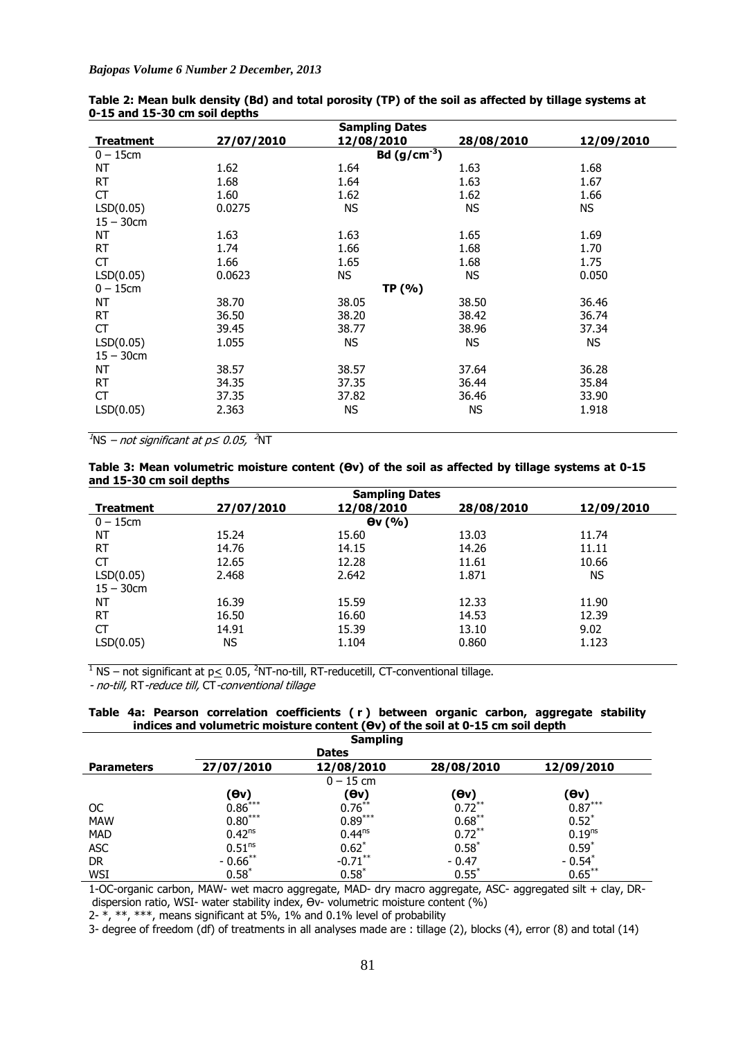**Table 2: Mean bulk density (Bd) and total porosity (TP) of the soil as affected by tillage systems at 0-15 and 15-30 cm soil depths**

| | Sampling Dates | | | |
|---|---|---|---|---|
| **Treatment** | **27/07/2010** | **12/08/2010** | **28/08/2010** | **12/09/2010** |
| 0 – 15cm | | **Bd (g/cm$^{-3}$)** | | |
| NT | 1.62 | 1.64 | 1.63 | 1.68 |
| RT | 1.68 | 1.64 | 1.63 | 1.67 |
| CT | 1.60 | 1.62 | 1.62 | 1.66 |
| LSD(0.05) | 0.0275 | NS | NS | NS |
| 15 – 30cm | | | | |
| NT | 1.63 | 1.63 | 1.65 | 1.69 |
| RT | 1.74 | 1.66 | 1.68 | 1.70 |
| CT | 1.66 | 1.65 | 1.68 | 1.75 |
| LSD(0.05) | 0.0623 | NS | NS | 0.050 |
| 0 – 15cm | | **TP (%)** | | |
| NT | 38.70 | 38.05 | 38.50 | 36.46 |
| RT | 36.50 | 38.20 | 38.42 | 36.74 |
| CT | 39.45 | 38.77 | 38.96 | 37.34 |
| LSD(0.05) | 1.055 | NS | NS | NS |
| 15 – 30cm | | | | |
| NT | 38.57 | 38.57 | 37.64 | 36.28 |
| RT | 34.35 | 37.35 | 36.44 | 35.84 |
| CT | 37.35 | 37.82 | 36.46 | 33.90 |
| LSD(0.05) | 2.363 | NS | NS | 1.918 |

[1]NS – *not significant at p≤ 0.05*, [2]NT

**Table 3: Mean volumetric moisture content (Θv) of the soil as affected by tillage systems at 0-15 and 15-30 cm soil depths**

| | Sampling Dates | | | |
|---|---|---|---|---|
| **Treatment** | **27/07/2010** | **12/08/2010** | **28/08/2010** | **12/09/2010** |
| 0 – 15cm | | **Θv (%)** | | |
| NT | 15.24 | 15.60 | 13.03 | 11.74 |
| RT | 14.76 | 14.15 | 14.26 | 11.11 |
| CT | 12.65 | 12.28 | 11.61 | 10.66 |
| LSD(0.05) | 2.468 | 2.642 | 1.871 | NS |
| 15 – 30cm | | | | |
| NT | 16.39 | 15.59 | 12.33 | 11.90 |
| RT | 16.50 | 16.60 | 14.53 | 12.39 |
| CT | 14.91 | 15.39 | 13.10 | 9.02 |
| LSD(0.05) | NS | 1.104 | 0.860 | 1.123 |

[1] NS – not significant at p≤ 0.05, [2]NT-no-till, RT-reducetill, CT-conventional tillage.

*- no-till,* RT*-reduce till,* CT*-conventional tillage*

**Table 4a: Pearson correlation coefficients ( r ) between organic carbon, aggregate stability indices and volumetric moisture content (Θv) of the soil at 0-15 cm soil depth**

| | Sampling Dates | | | |
|---|---|---|---|---|
| **Parameters** | **27/07/2010** | **12/08/2010** | **28/08/2010** | **12/09/2010** |
| | | 0 – 15 cm | | |
| | **(Θv)** | **(Θv)** | **(Θv)** | **(Θv)** |
| OC | $0.86^{***}$ | $0.76^{**}$ | $0.72^{**}$ | $0.87^{***}$ |
| MAW | $0.80^{***}$ | $0.89^{***}$ | $0.68^{**}$ | $0.52^{*}$ |
| MAD | $0.42^{ns}$ | $0.44^{ns}$ | $0.72^{**}$ | $0.19^{ns}$ |
| ASC | $0.51^{ns}$ | $0.62^{*}$ | $0.58^{*}$ | $0.59^{*}$ |
| DR | $-0.66^{**}$ | $-0.71^{**}$ | - 0.47 | $-0.54^{*}$ |
| WSI | $0.58^{*}$ | $0.58^{*}$ | $0.55^{*}$ | $0.65^{**}$ |

1-OC-organic carbon, MAW- wet macro aggregate, MAD- dry macro aggregate, ASC- aggregated silt + clay, DR- dispersion ratio, WSI- water stability index, Θv- volumetric moisture content (%)

2- *, **, ***, means significant at 5%, 1% and 0.1% level of probability

3- degree of freedom (df) of treatments in all analyses made are : tillage (2), blocks (4), error (8) and total (14)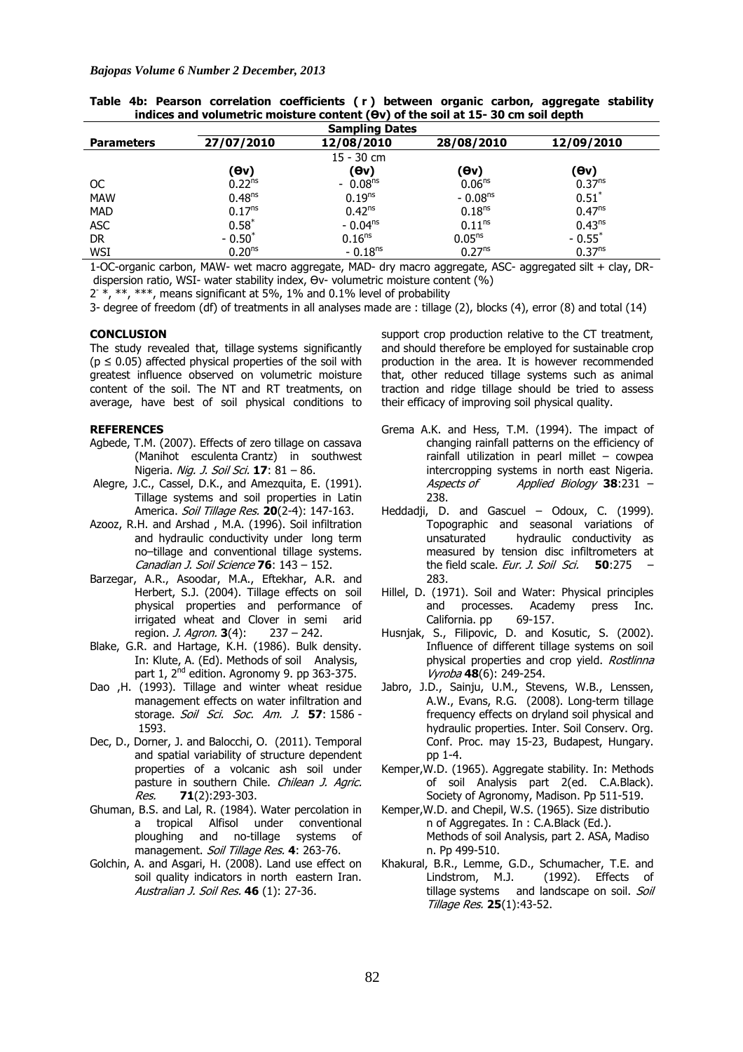**Table 4b: Pearson correlation coefficients ( r ) between organic carbon, aggregate stability indices and volumetric moisture content (Θv) of the soil at 15- 30 cm soil depth**

| | Sampling Dates | | | |
|---|---|---|---|---|
| **Parameters** | **27/07/2010** | **12/08/2010** | **28/08/2010** | **12/09/2010** |
| | 15 - 30 cm | | | |
| | **(Θv)** | **(Θv)** | **(Θv)** | **(Θv)** |
| OC | $0.22^{ns}$ | $-0.08^{ns}$ | $0.06^{ns}$ | $0.37^{ns}$ |
| MAW | $0.48^{ns}$ | $0.19^{ns}$ | $-0.08^{ns}$ | $0.51^{*}$ |
| MAD | $0.17^{ns}$ | $0.42^{ns}$ | $0.18^{ns}$ | $0.47^{ns}$ |
| ASC | $0.58^{*}$ | $-0.04^{ns}$ | $0.11^{ns}$ | $0.43^{ns}$ |
| DR | $-0.50^{*}$ | $0.16^{ns}$ | $0.05^{ns}$ | $-0.55^{*}$ |
| WSI | $0.20^{ns}$ | $-0.18^{ns}$ | $0.27^{ns}$ | $0.37^{ns}$ |

1-OC-organic carbon, MAW- wet macro aggregate, MAD- dry macro aggregate, ASC- aggregated silt + clay, DR- dispersion ratio, WSI- water stability index, Θv- volumetric moisture content (%)

2- *, **, ***, means significant at 5%, 1% and 0.1% level of probability

3- degree of freedom (df) of treatments in all analyses made are : tillage (2), blocks (4), error (8) and total (14)

## CONCLUSION

The study revealed that, tillage systems significantly ($p \leq 0.05$) affected physical properties of the soil with greatest influence observed on volumetric moisture content of the soil. The NT and RT treatments, on average, have best of soil physical conditions to support crop production relative to the CT treatment, and should therefore be employed for sustainable crop production in the area. It is however recommended that, other reduced tillage systems such as animal traction and ridge tillage should be tried to assess their efficacy of improving soil physical quality.

## REFERENCES

Agbede, T.M. (2007). Effects of zero tillage on cassava (Manihot esculenta Crantz) in southwest Nigeria. *Nig. J. Soil Sci.* **17**: 81 – 86.

Alegre, J.C., Cassel, D.K., and Amezquita, E. (1991). Tillage systems and soil properties in Latin America. *Soil Tillage Res.* **20**(2-4): 147-163.

Azooz, R.H. and Arshad , M.A. (1996). Soil infiltration and hydraulic conductivity under long term no–tillage and conventional tillage systems. *Canadian J. Soil Science* **76**: 143 – 152.

Barzegar, A.R., Asoodar, M.A., Eftekhar, A.R. and Herbert, S.J. (2004). Tillage effects on soil physical properties and performance of irrigated wheat and Clover in semi arid region. *J. Agron.* **3**(4): 237 – 242.

Blake, G.R. and Hartage, K.H. (1986). Bulk density. In: Klute, A. (Ed). Methods of soil Analysis, part 1, 2nd edition. Agronomy 9. pp 363-375.

Dao ,H. (1993). Tillage and winter wheat residue management effects on water infiltration and storage. *Soil Sci. Soc. Am. J.* **57**: 1586 - 1593.

Dec, D., Dorner, J. and Balocchi, O. (2011). Temporal and spatial variability of structure dependent properties of a volcanic ash soil under pasture in southern Chile. *Chilean J. Agric. Res.* **71**(2):293-303.

Ghuman, B.S. and Lal, R. (1984). Water percolation in a tropical Alfisol under conventional ploughing and no-tillage systems of management. *Soil Tillage Res.* **4**: 263-76.

Golchin, A. and Asgari, H. (2008). Land use effect on soil quality indicators in north eastern Iran. *Australian J. Soil Res.* **46** (1): 27-36.

Grema A.K. and Hess, T.M. (1994). The impact of changing rainfall patterns on the efficiency of rainfall utilization in pearl millet – cowpea intercropping systems in north east Nigeria. *Aspects of Applied Biology* **38**:231 – 238.

Heddadji, D. and Gascuel – Odoux, C. (1999). Topographic and seasonal variations of unsaturated hydraulic conductivity as measured by tension disc infiltrometers at the field scale. *Eur. J. Soil Sci.* **50**:275 – 283.

Hillel, D. (1971). Soil and Water: Physical principles and processes. Academy press Inc. California. pp 69-157.

Husnjak, S., Filipovic, D. and Kosutic, S. (2002). Influence of different tillage systems on soil physical properties and crop yield. *Rostlinna Vyroba* **48**(6): 249-254.

Jabro, J.D., Sainju, U.M., Stevens, W.B., Lenssen, A.W., Evans, R.G. (2008). Long-term tillage frequency effects on dryland soil physical and hydraulic properties. Inter. Soil Conserv. Org. Conf. Proc. may 15-23, Budapest, Hungary. pp 1-4.

Kemper,W.D. (1965). Aggregate stability. In: Methods of soil Analysis part 2(ed. C.A.Black). Society of Agronomy, Madison. Pp 511-519.

Kemper,W.D. and Chepil, W.S. (1965). Size distribution of Aggregates. In : C.A.Black (Ed.). Methods of soil Analysis, part 2. ASA, Madison. Pp 499-510.

Khakural, B.R., Lemme, G.D., Schumacher, T.E. and Lindstrom, M.J. (1992). Effects of tillage systems and landscape on soil. *Soil Tillage Res.* **25**(1):43-52.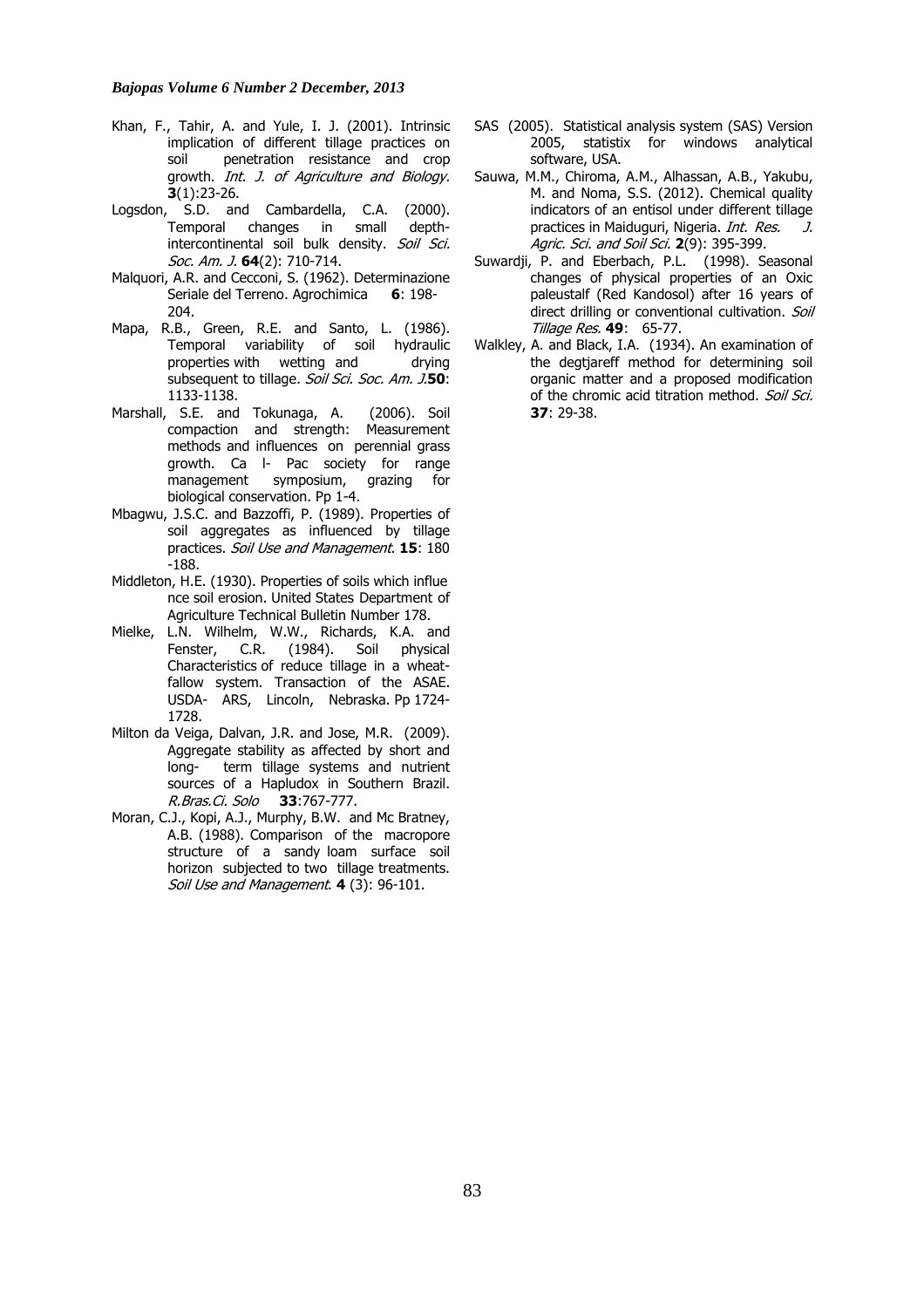Khan, F., Tahir, A. and Yule, I. J. (2001). Intrinsic implication of different tillage practices on soil penetration resistance and crop growth. *Int. J. of Agriculture and Biology.* **3**(1):23-26.

Logsdon, S.D. and Cambardella, C.A. (2000). Temporal changes in small depth-intercontinental soil bulk density. *Soil Sci. Soc. Am. J.* **64**(2): 710-714.

Malquori, A.R. and Cecconi, S. (1962). Determinazione Seriale del Terreno. Agrochimica **6**: 198-204.

Mapa, R.B., Green, R.E. and Santo, L. (1986). Temporal variability of soil hydraulic properties with wetting and drying subsequent to tillage. *Soil Sci. Soc. Am. J.* **50**: 1133-1138.

Marshall, S.E. and Tokunaga, A. (2006). Soil compaction and strength: Measurement methods and influences on perennial grass growth. Ca l- Pac society for range management symposium, grazing for biological conservation. Pp 1-4.

Mbagwu, J.S.C. and Bazzoffi, P. (1989). Properties of soil aggregates as influenced by tillage practices. *Soil Use and Management.* **15**: 180 -188.

Middleton, H.E. (1930). Properties of soils which influe nce soil erosion. United States Department of Agriculture Technical Bulletin Number 178.

Mielke, L.N. Wilhelm, W.W., Richards, K.A. and Fenster, C.R. (1984). Soil physical Characteristics of reduce tillage in a wheat-fallow system. Transaction of the ASAE. USDA- ARS, Lincoln, Nebraska. Pp 1724-1728.

Milton da Veiga, Dalvan, J.R. and Jose, M.R. (2009). Aggregate stability as affected by short and long- term tillage systems and nutrient sources of a Hapludox in Southern Brazil. *R.Bras.Ci. Solo* **33**:767-777.

Moran, C.J., Kopi, A.J., Murphy, B.W. and Mc Bratney, A.B. (1988). Comparison of the macropore structure of a sandy loam surface soil horizon subjected to two tillage treatments. *Soil Use and Management.* **4** (3): 96-101.

SAS (2005). Statistical analysis system (SAS) Version 2005, statistix for windows analytical software, USA.

Sauwa, M.M., Chiroma, A.M., Alhassan, A.B., Yakubu, M. and Noma, S.S. (2012). Chemical quality indicators of an entisol under different tillage practices in Maiduguri, Nigeria. *Int. Res. J. Agric. Sci. and Soil Sci.* **2**(9): 395-399.

Suwardji, P. and Eberbach, P.L. (1998). Seasonal changes of physical properties of an Oxic paleustalf (Red Kandosol) after 16 years of direct drilling or conventional cultivation. *Soil Tillage Res.* **49**: 65-77.

Walkley, A. and Black, I.A. (1934). An examination of the degtjareff method for determining soil organic matter and a proposed modification of the chromic acid titration method. *Soil Sci.* **37**: 29-38.